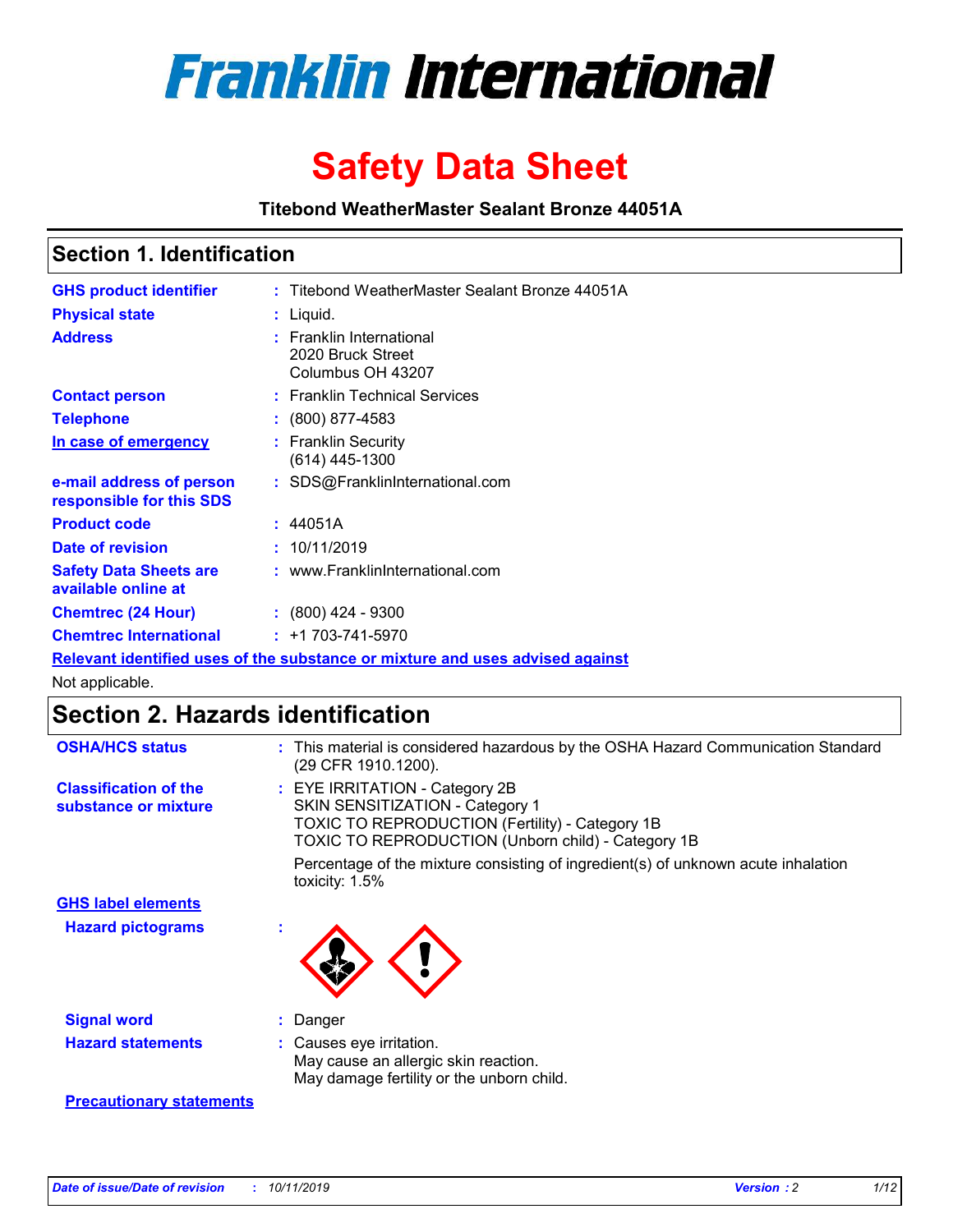# Franklin International

# Safety Data Sheet

**Titebond WeatherMaster Sealant Bronze 44051A**

## Section 1. Identification

| | | |
|---|---|---|
| **GHS product identifier** | : | Titebond WeatherMaster Sealant Bronze 44051A |
| **Physical state** | : | Liquid. |
| **Address** | : | Franklin International<br>2020 Bruck Street<br>Columbus OH 43207 |
| **Contact person** | : | Franklin Technical Services |
| **Telephone** | : | (800) 877-4583 |
| **In case of emergency** | : | Franklin Security<br>(614) 445-1300 |
| **e-mail address of person responsible for this SDS** | : | SDS@FranklinInternational.com |
| **Product code** | : | 44051A |
| **Date of revision** | : | 10/11/2019 |
| **Safety Data Sheets are available online at** | : | www.FranklinInternational.com |
| **Chemtrec (24 Hour)** | : | (800) 424 - 9300 |
| **Chemtrec International** | : | +1 703-741-5970 |

**Relevant identified uses of the substance or mixture and uses advised against**

Not applicable.

## Section 2. Hazards identification

| | | |
|---|---|---|
| **OSHA/HCS status** | : | This material is considered hazardous by the OSHA Hazard Communication Standard (29 CFR 1910.1200). |
| **Classification of the substance or mixture** | : | EYE IRRITATION - Category 2B<br>SKIN SENSITIZATION - Category 1<br>TOXIC TO REPRODUCTION (Fertility) - Category 1B<br>TOXIC TO REPRODUCTION (Unborn child) - Category 1B<br><br>Percentage of the mixture consisting of ingredient(s) of unknown acute inhalation toxicity: 1.5% |

**GHS label elements**

| | | |
|---|---|---|
| **Hazard pictograms** | : | |
| **Signal word** | : | Danger |
| **Hazard statements** | : | Causes eye irritation.<br>May cause an allergic skin reaction.<br>May damage fertility or the unborn child. |

**Precautionary statements**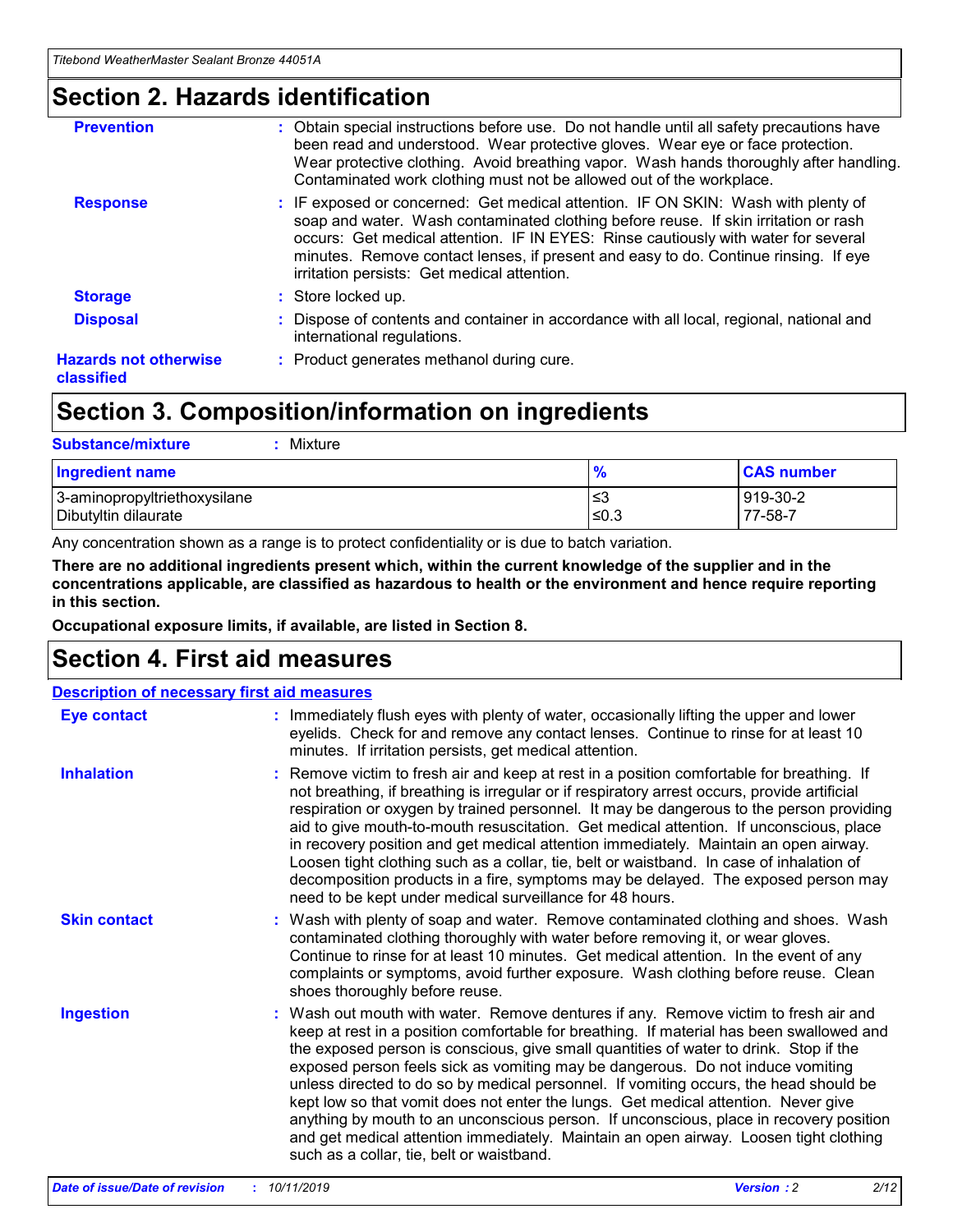# Section 2. Hazards identification

**Prevention** : Obtain special instructions before use. Do not handle until all safety precautions have been read and understood. Wear protective gloves. Wear eye or face protection. Wear protective clothing. Avoid breathing vapor. Wash hands thoroughly after handling. Contaminated work clothing must not be allowed out of the workplace.

**Response** : IF exposed or concerned: Get medical attention. IF ON SKIN: Wash with plenty of soap and water. Wash contaminated clothing before reuse. If skin irritation or rash occurs: Get medical attention. IF IN EYES: Rinse cautiously with water for several minutes. Remove contact lenses, if present and easy to do. Continue rinsing. If eye irritation persists: Get medical attention.

**Storage** : Store locked up.

**Disposal** : Dispose of contents and container in accordance with all local, regional, national and international regulations.

**Hazards not otherwise classified** : Product generates methanol during cure.

# Section 3. Composition/information on ingredients

**Substance/mixture** : Mixture

| Ingredient name | % | CAS number |
|---|---|---|
| 3-aminopropyltriethoxysilane | ≤3 | 919-30-2 |
| Dibutyltin dilaurate | ≤0.3 | 77-58-7 |

Any concentration shown as a range is to protect confidentiality or is due to batch variation.

**There are no additional ingredients present which, within the current knowledge of the supplier and in the concentrations applicable, are classified as hazardous to health or the environment and hence require reporting in this section.**

**Occupational exposure limits, if available, are listed in Section 8.**

# Section 4. First aid measures

## Description of necessary first aid measures

**Eye contact** : Immediately flush eyes with plenty of water, occasionally lifting the upper and lower eyelids. Check for and remove any contact lenses. Continue to rinse for at least 10 minutes. If irritation persists, get medical attention.

**Inhalation** : Remove victim to fresh air and keep at rest in a position comfortable for breathing. If not breathing, if breathing is irregular or if respiratory arrest occurs, provide artificial respiration or oxygen by trained personnel. It may be dangerous to the person providing aid to give mouth-to-mouth resuscitation. Get medical attention. If unconscious, place in recovery position and get medical attention immediately. Maintain an open airway. Loosen tight clothing such as a collar, tie, belt or waistband. In case of inhalation of decomposition products in a fire, symptoms may be delayed. The exposed person may need to be kept under medical surveillance for 48 hours.

**Skin contact** : Wash with plenty of soap and water. Remove contaminated clothing and shoes. Wash contaminated clothing thoroughly with water before removing it, or wear gloves. Continue to rinse for at least 10 minutes. Get medical attention. In the event of any complaints or symptoms, avoid further exposure. Wash clothing before reuse. Clean shoes thoroughly before reuse.

**Ingestion** : Wash out mouth with water. Remove dentures if any. Remove victim to fresh air and keep at rest in a position comfortable for breathing. If material has been swallowed and the exposed person is conscious, give small quantities of water to drink. Stop if the exposed person feels sick as vomiting may be dangerous. Do not induce vomiting unless directed to do so by medical personnel. If vomiting occurs, the head should be kept low so that vomit does not enter the lungs. Get medical attention. Never give anything by mouth to an unconscious person. If unconscious, place in recovery position and get medical attention immediately. Maintain an open airway. Loosen tight clothing such as a collar, tie, belt or waistband.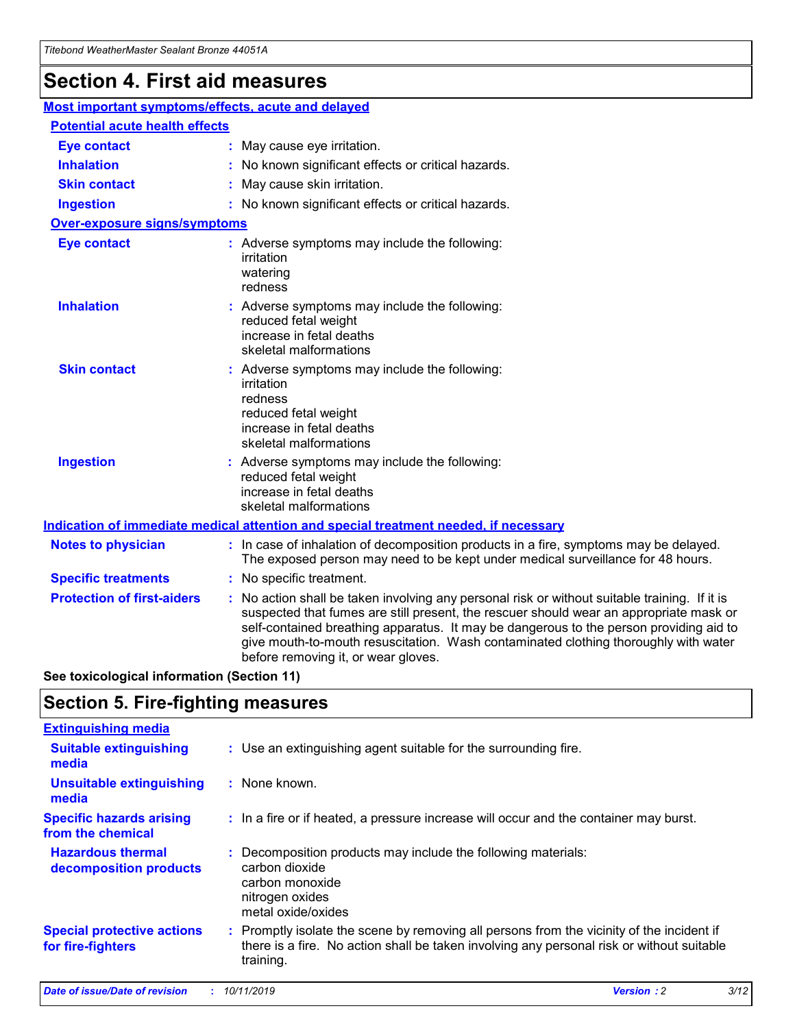# Section 4. First aid measures

## Most important symptoms/effects, acute and delayed

### Potential acute health effects

**Eye contact** : May cause eye irritation.

**Inhalation** : No known significant effects or critical hazards.

**Skin contact** : May cause skin irritation.

**Ingestion** : No known significant effects or critical hazards.

### Over-exposure signs/symptoms

**Eye contact** : Adverse symptoms may include the following:
irritation
watering
redness

**Inhalation** : Adverse symptoms may include the following:
reduced fetal weight
increase in fetal deaths
skeletal malformations

**Skin contact** : Adverse symptoms may include the following:
irritation
redness
reduced fetal weight
increase in fetal deaths
skeletal malformations

**Ingestion** : Adverse symptoms may include the following:
reduced fetal weight
increase in fetal deaths
skeletal malformations

## Indication of immediate medical attention and special treatment needed, if necessary

**Notes to physician** : In case of inhalation of decomposition products in a fire, symptoms may be delayed. The exposed person may need to be kept under medical surveillance for 48 hours.

**Specific treatments** : No specific treatment.

**Protection of first-aiders** : No action shall be taken involving any personal risk or without suitable training. If it is suspected that fumes are still present, the rescuer should wear an appropriate mask or self-contained breathing apparatus. It may be dangerous to the person providing aid to give mouth-to-mouth resuscitation. Wash contaminated clothing thoroughly with water before removing it, or wear gloves.

**See toxicological information (Section 11)**

# Section 5. Fire-fighting measures

## Extinguishing media

**Suitable extinguishing media** : Use an extinguishing agent suitable for the surrounding fire.

**Unsuitable extinguishing media** : None known.

**Specific hazards arising from the chemical** : In a fire or if heated, a pressure increase will occur and the container may burst.

**Hazardous thermal decomposition products** : Decomposition products may include the following materials:
carbon dioxide
carbon monoxide
nitrogen oxides
metal oxide/oxides

**Special protective actions for fire-fighters** : Promptly isolate the scene by removing all persons from the vicinity of the incident if there is a fire. No action shall be taken involving any personal risk or without suitable training.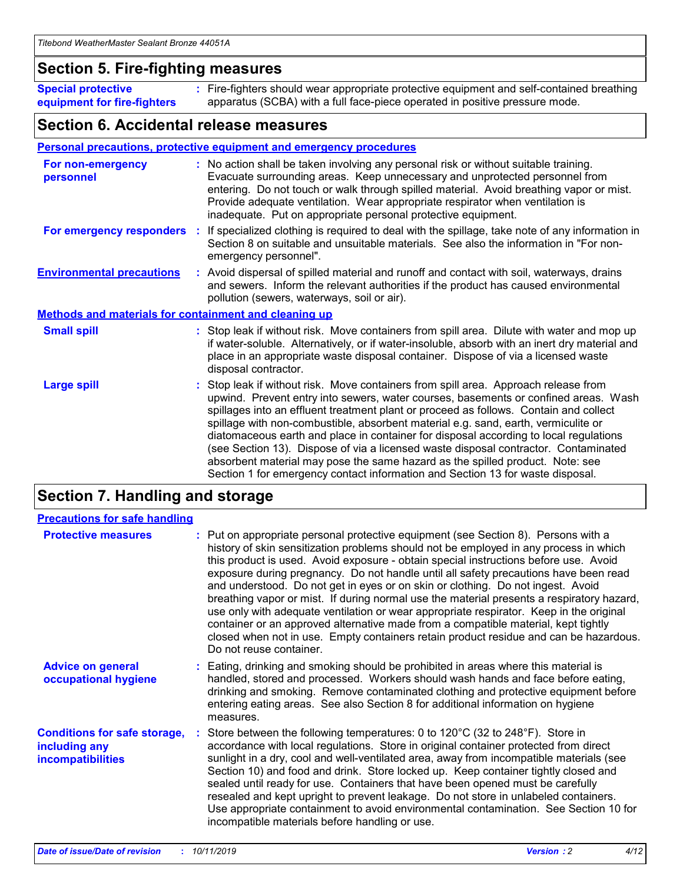## Section 5. Fire-fighting measures

**Special protective equipment for fire-fighters** : Fire-fighters should wear appropriate protective equipment and self-contained breathing apparatus (SCBA) with a full face-piece operated in positive pressure mode.

## Section 6. Accidental release measures

### Personal precautions, protective equipment and emergency procedures

**For non-emergency personnel** : No action shall be taken involving any personal risk or without suitable training. Evacuate surrounding areas. Keep unnecessary and unprotected personnel from entering. Do not touch or walk through spilled material. Avoid breathing vapor or mist. Provide adequate ventilation. Wear appropriate respirator when ventilation is inadequate. Put on appropriate personal protective equipment.

**For emergency responders** : If specialized clothing is required to deal with the spillage, take note of any information in Section 8 on suitable and unsuitable materials. See also the information in "For non-emergency personnel".

**Environmental precautions** : Avoid dispersal of spilled material and runoff and contact with soil, waterways, drains and sewers. Inform the relevant authorities if the product has caused environmental pollution (sewers, waterways, soil or air).

### Methods and materials for containment and cleaning up

**Small spill** : Stop leak if without risk. Move containers from spill area. Dilute with water and mop up if water-soluble. Alternatively, or if water-insoluble, absorb with an inert dry material and place in an appropriate waste disposal container. Dispose of via a licensed waste disposal contractor.

**Large spill** : Stop leak if without risk. Move containers from spill area. Approach release from upwind. Prevent entry into sewers, water courses, basements or confined areas. Wash spillages into an effluent treatment plant or proceed as follows. Contain and collect spillage with non-combustible, absorbent material e.g. sand, earth, vermiculite or diatomaceous earth and place in container for disposal according to local regulations (see Section 13). Dispose of via a licensed waste disposal contractor. Contaminated absorbent material may pose the same hazard as the spilled product. Note: see Section 1 for emergency contact information and Section 13 for waste disposal.

## Section 7. Handling and storage

### Precautions for safe handling

**Protective measures** : Put on appropriate personal protective equipment (see Section 8). Persons with a history of skin sensitization problems should not be employed in any process in which this product is used. Avoid exposure - obtain special instructions before use. Avoid exposure during pregnancy. Do not handle until all safety precautions have been read and understood. Do not get in eyes or on skin or clothing. Do not ingest. Avoid breathing vapor or mist. If during normal use the material presents a respiratory hazard, use only with adequate ventilation or wear appropriate respirator. Keep in the original container or an approved alternative made from a compatible material, kept tightly closed when not in use. Empty containers retain product residue and can be hazardous. Do not reuse container.

**Advice on general occupational hygiene** : Eating, drinking and smoking should be prohibited in areas where this material is handled, stored and processed. Workers should wash hands and face before eating, drinking and smoking. Remove contaminated clothing and protective equipment before entering eating areas. See also Section 8 for additional information on hygiene measures.

**Conditions for safe storage, including any incompatibilities** : Store between the following temperatures: 0 to 120°C (32 to 248°F). Store in accordance with local regulations. Store in original container protected from direct sunlight in a dry, cool and well-ventilated area, away from incompatible materials (see Section 10) and food and drink. Store locked up. Keep container tightly closed and sealed until ready for use. Containers that have been opened must be carefully resealed and kept upright to prevent leakage. Do not store in unlabeled containers. Use appropriate containment to avoid environmental contamination. See Section 10 for incompatible materials before handling or use.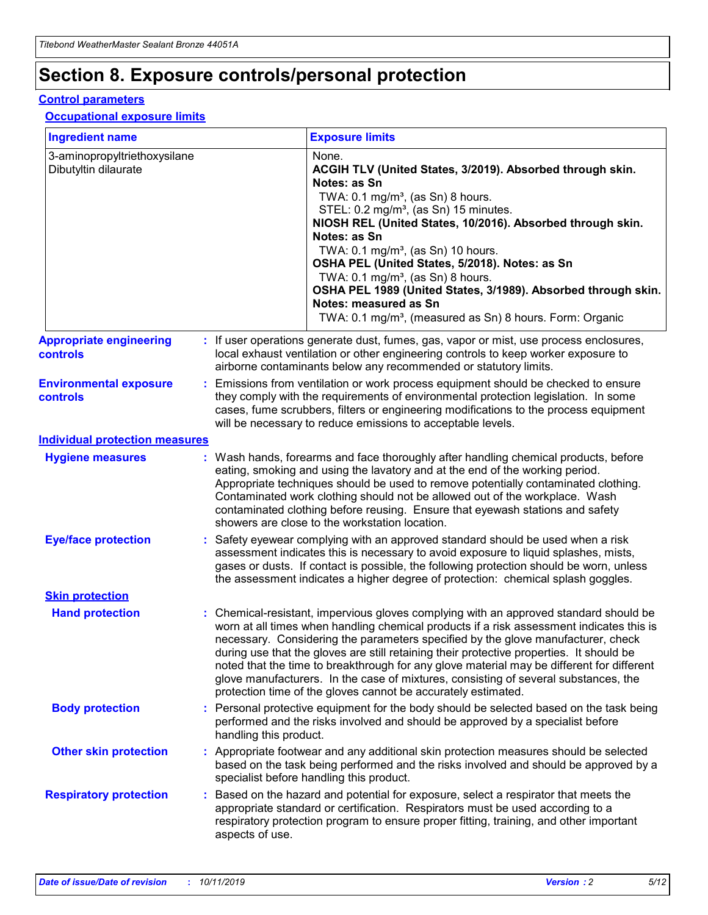# Section 8. Exposure controls/personal protection

## Control parameters

### Occupational exposure limits

| Ingredient name | Exposure limits |
| --- | --- |
| 3-aminopropyltriethoxysilane<br>Dibutyltin dilaurate | None.<br>**ACGIH TLV (United States, 3/2019). Absorbed through skin. Notes: as Sn**<br>TWA: 0.1 mg/m³, (as Sn) 8 hours.<br>STEL: 0.2 mg/m³, (as Sn) 15 minutes.<br>**NIOSH REL (United States, 10/2016). Absorbed through skin. Notes: as Sn**<br>TWA: 0.1 mg/m³, (as Sn) 10 hours.<br>**OSHA PEL (United States, 5/2018). Notes: as Sn**<br>TWA: 0.1 mg/m³, (as Sn) 8 hours.<br>**OSHA PEL 1989 (United States, 3/1989). Absorbed through skin. Notes: measured as Sn**<br>TWA: 0.1 mg/m³, (measured as Sn) 8 hours. Form: Organic |

**Appropriate engineering controls** : If user operations generate dust, fumes, gas, vapor or mist, use process enclosures, local exhaust ventilation or other engineering controls to keep worker exposure to airborne contaminants below any recommended or statutory limits.

**Environmental exposure controls** : Emissions from ventilation or work process equipment should be checked to ensure they comply with the requirements of environmental protection legislation. In some cases, fume scrubbers, filters or engineering modifications to the process equipment will be necessary to reduce emissions to acceptable levels.

## Individual protection measures

**Hygiene measures** : Wash hands, forearms and face thoroughly after handling chemical products, before eating, smoking and using the lavatory and at the end of the working period. Appropriate techniques should be used to remove potentially contaminated clothing. Contaminated work clothing should not be allowed out of the workplace. Wash contaminated clothing before reusing. Ensure that eyewash stations and safety showers are close to the workstation location.

**Eye/face protection** : Safety eyewear complying with an approved standard should be used when a risk assessment indicates this is necessary to avoid exposure to liquid splashes, mists, gases or dusts. If contact is possible, the following protection should be worn, unless the assessment indicates a higher degree of protection: chemical splash goggles.

### Skin protection

**Hand protection** : Chemical-resistant, impervious gloves complying with an approved standard should be worn at all times when handling chemical products if a risk assessment indicates this is necessary. Considering the parameters specified by the glove manufacturer, check during use that the gloves are still retaining their protective properties. It should be noted that the time to breakthrough for any glove material may be different for different glove manufacturers. In the case of mixtures, consisting of several substances, the protection time of the gloves cannot be accurately estimated.

**Body protection** : Personal protective equipment for the body should be selected based on the task being performed and the risks involved and should be approved by a specialist before handling this product.

**Other skin protection** : Appropriate footwear and any additional skin protection measures should be selected based on the task being performed and the risks involved and should be approved by a specialist before handling this product.

**Respiratory protection** : Based on the hazard and potential for exposure, select a respirator that meets the appropriate standard or certification. Respirators must be used according to a respiratory protection program to ensure proper fitting, training, and other important aspects of use.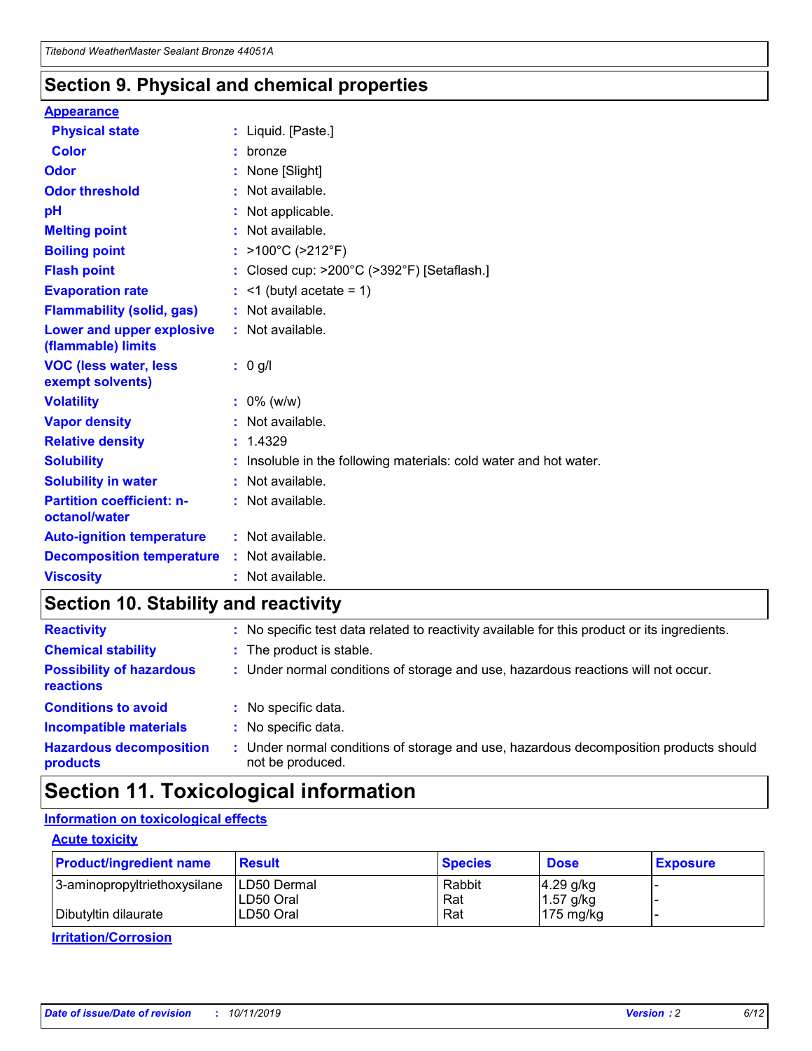## Section 9. Physical and chemical properties

**Appearance**

| | |
|---|---|
| **Physical state** | : Liquid. [Paste.] |
| **Color** | : bronze |
| **Odor** | : None [Slight] |
| **Odor threshold** | : Not available. |
| **pH** | : Not applicable. |
| **Melting point** | : Not available. |
| **Boiling point** | : >100°C (>212°F) |
| **Flash point** | : Closed cup: >200°C (>392°F) [Setaflash.] |
| **Evaporation rate** | : <1 (butyl acetate = 1) |
| **Flammability (solid, gas)** | : Not available. |
| **Lower and upper explosive (flammable) limits** | : Not available. |
| **VOC (less water, less exempt solvents)** | : 0 g/l |
| **Volatility** | : 0% (w/w) |
| **Vapor density** | : Not available. |
| **Relative density** | : 1.4329 |
| **Solubility** | : Insoluble in the following materials: cold water and hot water. |
| **Solubility in water** | : Not available. |
| **Partition coefficient: n-octanol/water** | : Not available. |
| **Auto-ignition temperature** | : Not available. |
| **Decomposition temperature** | : Not available. |
| **Viscosity** | : Not available. |

## Section 10. Stability and reactivity

| | |
|---|---|
| **Reactivity** | : No specific test data related to reactivity available for this product or its ingredients. |
| **Chemical stability** | : The product is stable. |
| **Possibility of hazardous reactions** | : Under normal conditions of storage and use, hazardous reactions will not occur. |
| **Conditions to avoid** | : No specific data. |
| **Incompatible materials** | : No specific data. |
| **Hazardous decomposition products** | : Under normal conditions of storage and use, hazardous decomposition products should not be produced. |

## Section 11. Toxicological information

**Information on toxicological effects**

**Acute toxicity**

| Product/ingredient name | Result | Species | Dose | Exposure |
|---|---|---|---|---|
| 3-aminopropyltriethoxysilane | LD50 Dermal | Rabbit | 4.29 g/kg | - |
| | LD50 Oral | Rat | 1.57 g/kg | - |
| Dibutyltin dilaurate | LD50 Oral | Rat | 175 mg/kg | - |

**Irritation/Corrosion**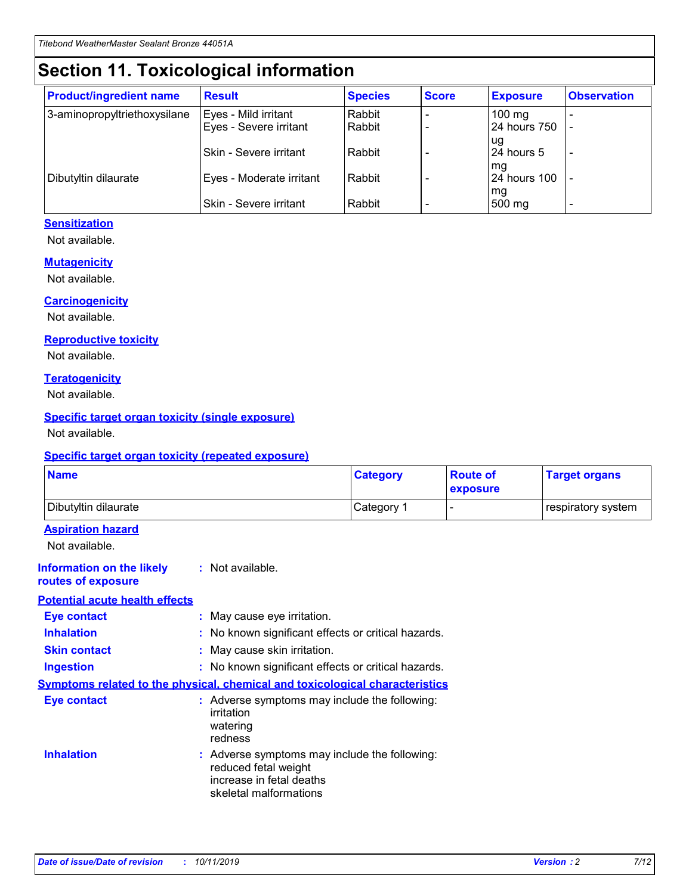# Section 11. Toxicological information

| Product/ingredient name | Result | Species | Score | Exposure | Observation |
| --- | --- | --- | --- | --- | --- |
| 3-aminopropyltriethoxysilane | Eyes - Mild irritant | Rabbit | - | 100 mg | - |
| | Eyes - Severe irritant | Rabbit | - | 24 hours 750 ug | - |
| | Skin - Severe irritant | Rabbit | - | 24 hours 5 mg | - |
| Dibutyltin dilaurate | Eyes - Moderate irritant | Rabbit | - | 24 hours 100 mg | - |
| | Skin - Severe irritant | Rabbit | - | 500 mg | - |

### Sensitization

Not available.

### Mutagenicity

Not available.

### Carcinogenicity

Not available.

### Reproductive toxicity

Not available.

### Teratogenicity

Not available.

### Specific target organ toxicity (single exposure)

Not available.

### Specific target organ toxicity (repeated exposure)

| Name | Category | Route of exposure | Target organs |
| --- | --- | --- | --- |
| Dibutyltin dilaurate | Category 1 | - | respiratory system |

### Aspiration hazard

Not available.

**Information on the likely routes of exposure** : Not available.

### Potential acute health effects

**Eye contact** : May cause eye irritation.

**Inhalation** : No known significant effects or critical hazards.

**Skin contact** : May cause skin irritation.

**Ingestion** : No known significant effects or critical hazards.

### Symptoms related to the physical, chemical and toxicological characteristics

**Eye contact** : Adverse symptoms may include the following:
irritation
watering
redness

**Inhalation** : Adverse symptoms may include the following:
reduced fetal weight
increase in fetal deaths
skeletal malformations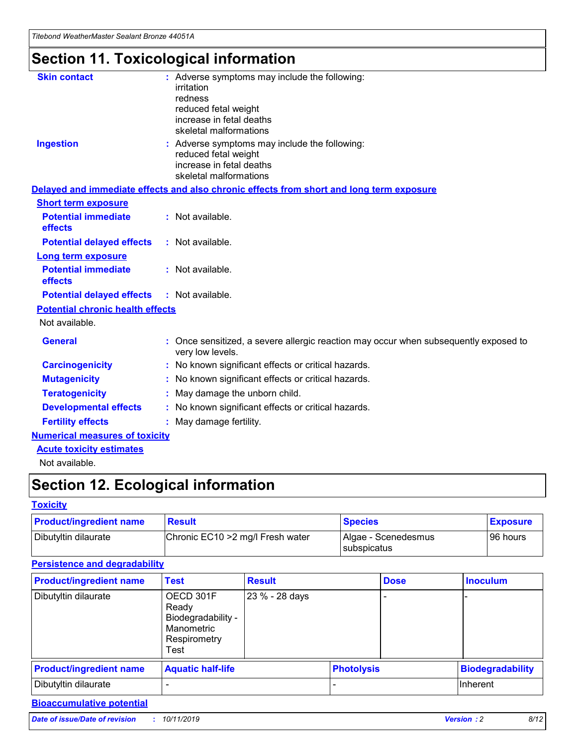# Section 11. Toxicological information

**Skin contact** : Adverse symptoms may include the following:
irritation
redness
reduced fetal weight
increase in fetal deaths
skeletal malformations

**Ingestion** : Adverse symptoms may include the following:
reduced fetal weight
increase in fetal deaths
skeletal malformations

**Delayed and immediate effects and also chronic effects from short and long term exposure**

**Short term exposure**

**Potential immediate effects** : Not available.

**Potential delayed effects** : Not available.

**Long term exposure**

**Potential immediate effects** : Not available.

**Potential delayed effects** : Not available.

**Potential chronic health effects**

Not available.

**General** : Once sensitized, a severe allergic reaction may occur when subsequently exposed to very low levels.

**Carcinogenicity** : No known significant effects or critical hazards.

**Mutagenicity** : No known significant effects or critical hazards.

**Teratogenicity** : May damage the unborn child.

**Developmental effects** : No known significant effects or critical hazards.

**Fertility effects** : May damage fertility.

**Numerical measures of toxicity**

**Acute toxicity estimates**

Not available.

# Section 12. Ecological information

**Toxicity**

| Product/ingredient name | Result | Species | Exposure |
|---|---|---|---|
| Dibutyltin dilaurate | Chronic EC10 >2 mg/l Fresh water | Algae - Scenedesmus subspicatus | 96 hours |

**Persistence and degradability**

| Product/ingredient name | Test | Result | Dose | Inoculum |
|---|---|---|---|---|
| Dibutyltin dilaurate | OECD 301F Ready Biodegradability - Manometric Respirometry Test | 23 % - 28 days | - | - |

| Product/ingredient name | Aquatic half-life | Photolysis | Biodegradability |
|---|---|---|---|
| Dibutyltin dilaurate | - | - | Inherent |

**Bioaccumulative potential**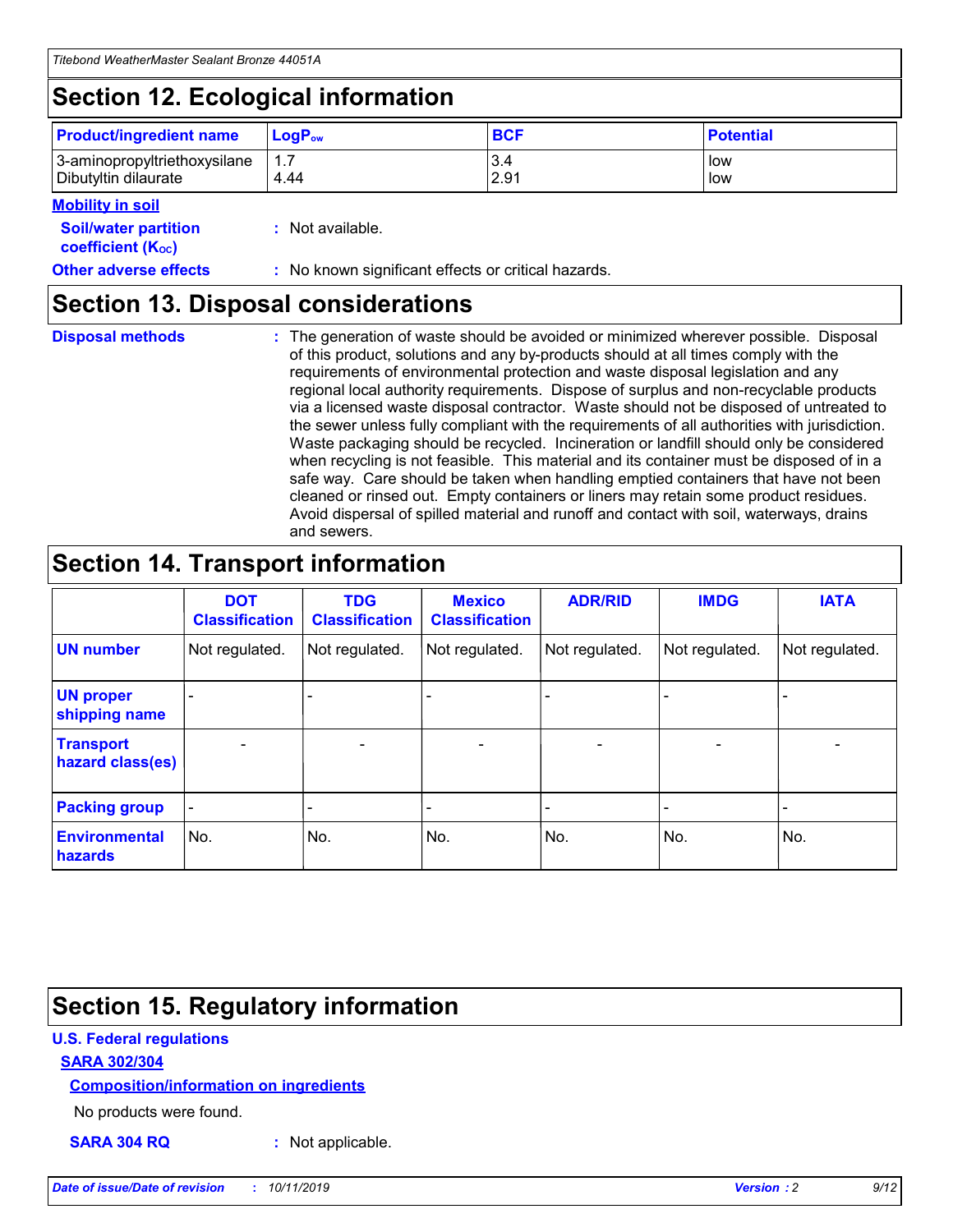## Section 12. Ecological information

| Product/ingredient name | $LogP_{ow}$ | BCF | Potential |
|---|---|---|---|
| 3-aminopropyltriethoxysilane | 1.7 | 3.4 | low |
| Dibutyltin dilaurate | 4.44 | 2.91 | low |

**Mobility in soil**

**Soil/water partition coefficient ($K_{OC}$)** : Not available.

**Other adverse effects** : No known significant effects or critical hazards.

## Section 13. Disposal considerations

**Disposal methods** : The generation of waste should be avoided or minimized wherever possible. Disposal of this product, solutions and any by-products should at all times comply with the requirements of environmental protection and waste disposal legislation and any regional local authority requirements. Dispose of surplus and non-recyclable products via a licensed waste disposal contractor. Waste should not be disposed of untreated to the sewer unless fully compliant with the requirements of all authorities with jurisdiction. Waste packaging should be recycled. Incineration or landfill should only be considered when recycling is not feasible. This material and its container must be disposed of in a safe way. Care should be taken when handling emptied containers that have not been cleaned or rinsed out. Empty containers or liners may retain some product residues. Avoid dispersal of spilled material and runoff and contact with soil, waterways, drains and sewers.

## Section 14. Transport information

| | DOT Classification | TDG Classification | Mexico Classification | ADR/RID | IMDG | IATA |
|---|---|---|---|---|---|---|
| UN number | Not regulated. | Not regulated. | Not regulated. | Not regulated. | Not regulated. | Not regulated. |
| UN proper shipping name | - | - | - | - | - | - |
| Transport hazard class(es) | - | - | - | - | - | - |
| Packing group | - | - | - | - | - | - |
| Environmental hazards | No. | No. | No. | No. | No. | No. |

## Section 15. Regulatory information

**U.S. Federal regulations**

**SARA 302/304**

**Composition/information on ingredients**

No products were found.

**SARA 304 RQ** : Not applicable.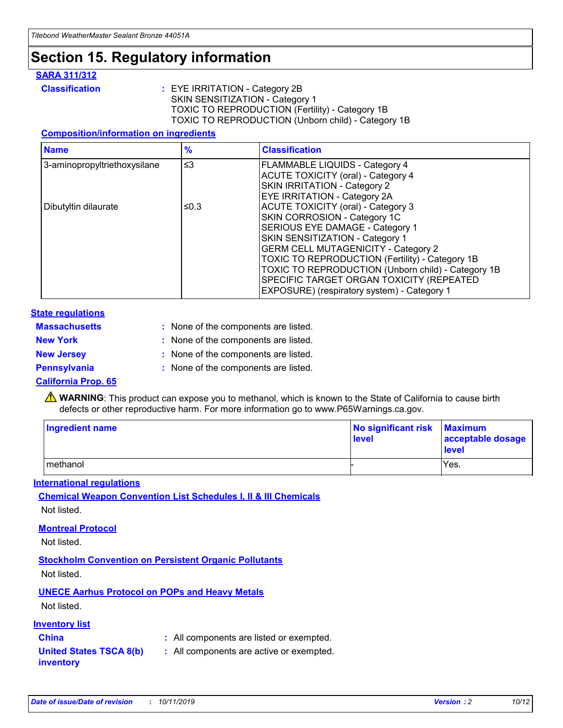# Section 15. Regulatory information

### SARA 311/312

**Classification** : EYE IRRITATION - Category 2B
SKIN SENSITIZATION - Category 1
TOXIC TO REPRODUCTION (Fertility) - Category 1B
TOXIC TO REPRODUCTION (Unborn child) - Category 1B

#### Composition/information on ingredients

| Name | % | Classification |
|---|---|---|
| 3-aminopropyltriethoxysilane | ≤3 | FLAMMABLE LIQUIDS - Category 4<br>ACUTE TOXICITY (oral) - Category 4<br>SKIN IRRITATION - Category 2<br>EYE IRRITATION - Category 2A |
| Dibutyltin dilaurate | ≤0.3 | ACUTE TOXICITY (oral) - Category 3<br>SKIN CORROSION - Category 1C<br>SERIOUS EYE DAMAGE - Category 1<br>SKIN SENSITIZATION - Category 1<br>GERM CELL MUTAGENICITY - Category 2<br>TOXIC TO REPRODUCTION (Fertility) - Category 1B<br>TOXIC TO REPRODUCTION (Unborn child) - Category 1B<br>SPECIFIC TARGET ORGAN TOXICITY (REPEATED EXPOSURE) (respiratory system) - Category 1 |

### State regulations

**Massachusetts** : None of the components are listed.

**New York** : None of the components are listed.

**New Jersey** : None of the components are listed.

**Pennsylvania** : None of the components are listed.

### California Prop. 65

⚠ **WARNING**: This product can expose you to methanol, which is known to the State of California to cause birth defects or other reproductive harm. For more information go to www.P65Warnings.ca.gov.

| Ingredient name | No significant risk level | Maximum acceptable dosage level |
|---|---|---|
| methanol | - | Yes. |

### International regulations

#### Chemical Weapon Convention List Schedules I, II & III Chemicals

Not listed.

#### Montreal Protocol

Not listed.

#### Stockholm Convention on Persistent Organic Pollutants

Not listed.

#### UNECE Aarhus Protocol on POPs and Heavy Metals

Not listed.

### Inventory list

**China** : All components are listed or exempted.

**United States TSCA 8(b) inventory** : All components are active or exempted.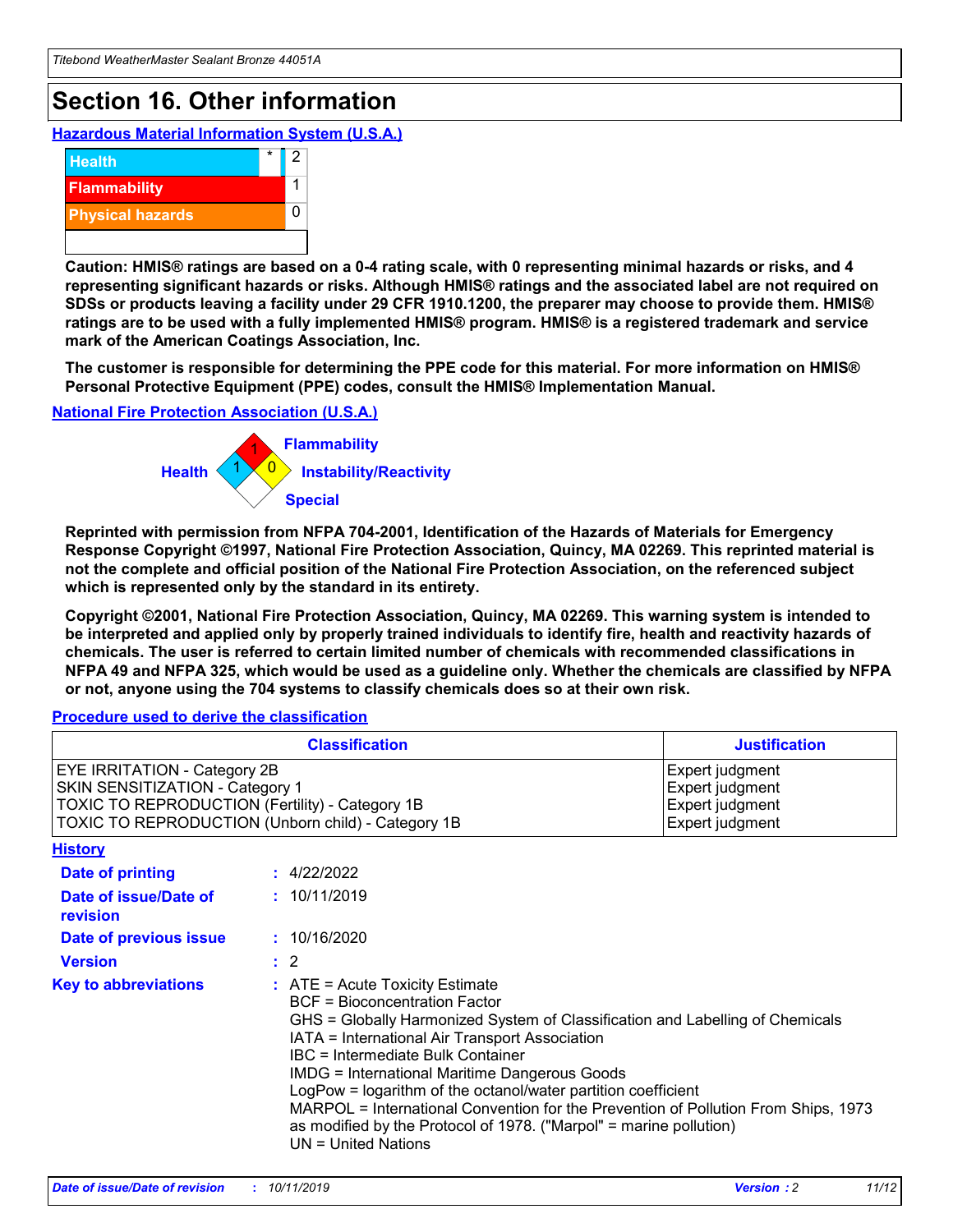# Section 16. Other information

### Hazardous Material Information System (U.S.A.)

| | | |
|---|---|---|
| Health | * | 2 |
| Flammability | | 1 |
| Physical hazards | | 0 |

**Caution: HMIS® ratings are based on a 0-4 rating scale, with 0 representing minimal hazards or risks, and 4 representing significant hazards or risks. Although HMIS® ratings and the associated label are not required on SDSs or products leaving a facility under 29 CFR 1910.1200, the preparer may choose to provide them. HMIS® ratings are to be used with a fully implemented HMIS® program. HMIS® is a registered trademark and service mark of the American Coatings Association, Inc.**

**The customer is responsible for determining the PPE code for this material. For more information on HMIS® Personal Protective Equipment (PPE) codes, consult the HMIS® Implementation Manual.**

### National Fire Protection Association (U.S.A.)

Health: 1
Flammability: 1
Instability/Reactivity: 0
Special:

**Reprinted with permission from NFPA 704-2001, Identification of the Hazards of Materials for Emergency Response Copyright ©1997, National Fire Protection Association, Quincy, MA 02269. This reprinted material is not the complete and official position of the National Fire Protection Association, on the referenced subject which is represented only by the standard in its entirety.**

**Copyright ©2001, National Fire Protection Association, Quincy, MA 02269. This warning system is intended to be interpreted and applied only by properly trained individuals to identify fire, health and reactivity hazards of chemicals. The user is referred to certain limited number of chemicals with recommended classifications in NFPA 49 and NFPA 325, which would be used as a guideline only. Whether the chemicals are classified by NFPA or not, anyone using the 704 systems to classify chemicals does so at their own risk.**

### Procedure used to derive the classification

| Classification | Justification |
|---|---|
| EYE IRRITATION - Category 2B | Expert judgment |
| SKIN SENSITIZATION - Category 1 | Expert judgment |
| TOXIC TO REPRODUCTION (Fertility) - Category 1B | Expert judgment |
| TOXIC TO REPRODUCTION (Unborn child) - Category 1B | Expert judgment |

### History

**Date of printing** : 4/22/2022

**Date of issue/Date of revision** : 10/11/2019

**Date of previous issue** : 10/16/2020

**Version** : 2

**Key to abbreviations** :
ATE = Acute Toxicity Estimate
BCF = Bioconcentration Factor
GHS = Globally Harmonized System of Classification and Labelling of Chemicals
IATA = International Air Transport Association
IBC = Intermediate Bulk Container
IMDG = International Maritime Dangerous Goods
LogPow = logarithm of the octanol/water partition coefficient
MARPOL = International Convention for the Prevention of Pollution From Ships, 1973 as modified by the Protocol of 1978. ("Marpol" = marine pollution)
UN = United Nations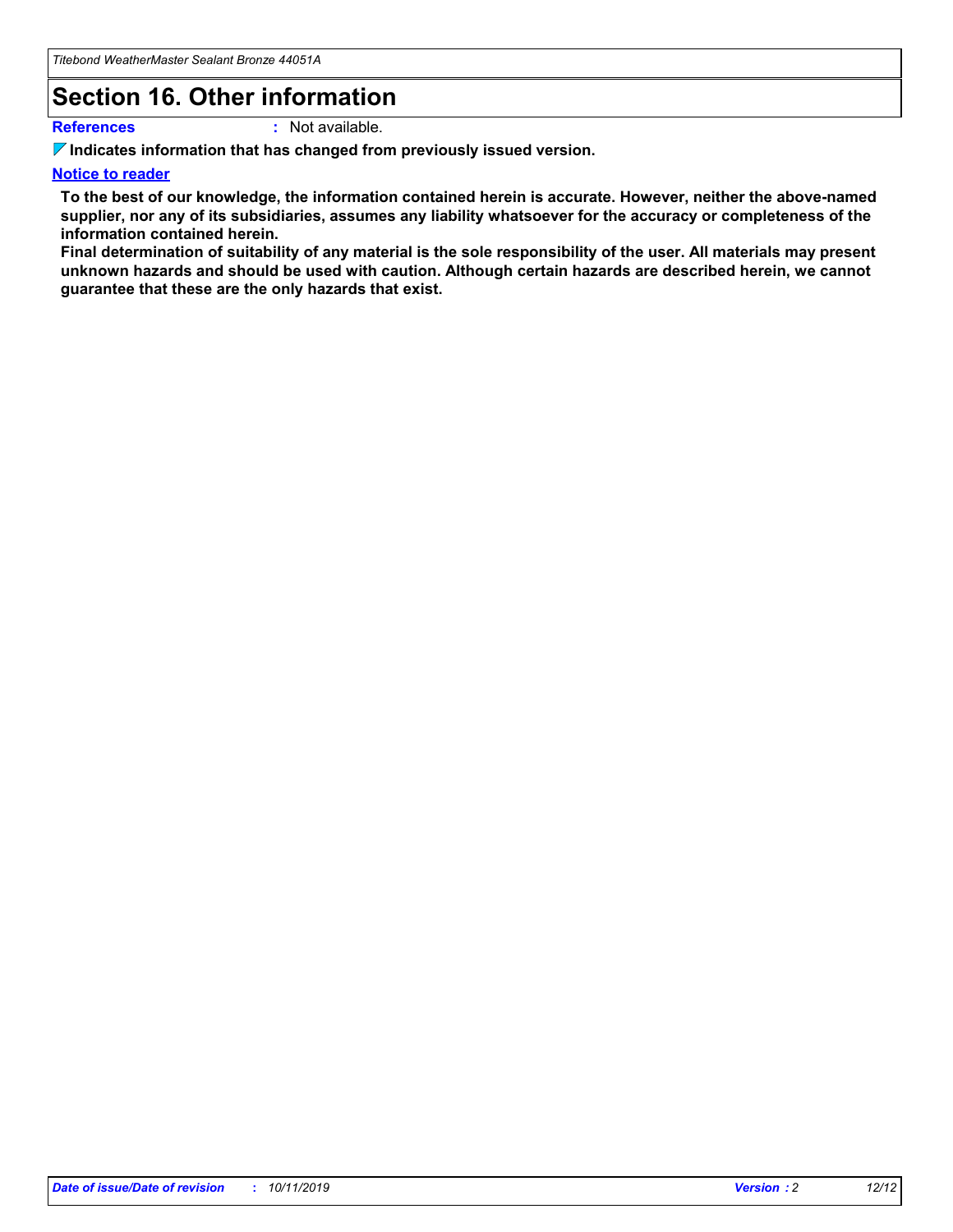# Section 16. Other information

**References** : Not available.

**Indicates information that has changed from previously issued version.**

**Notice to reader**

**To the best of our knowledge, the information contained herein is accurate. However, neither the above-named supplier, nor any of its subsidiaries, assumes any liability whatsoever for the accuracy or completeness of the information contained herein.**

**Final determination of suitability of any material is the sole responsibility of the user. All materials may present unknown hazards and should be used with caution. Although certain hazards are described herein, we cannot guarantee that these are the only hazards that exist.**